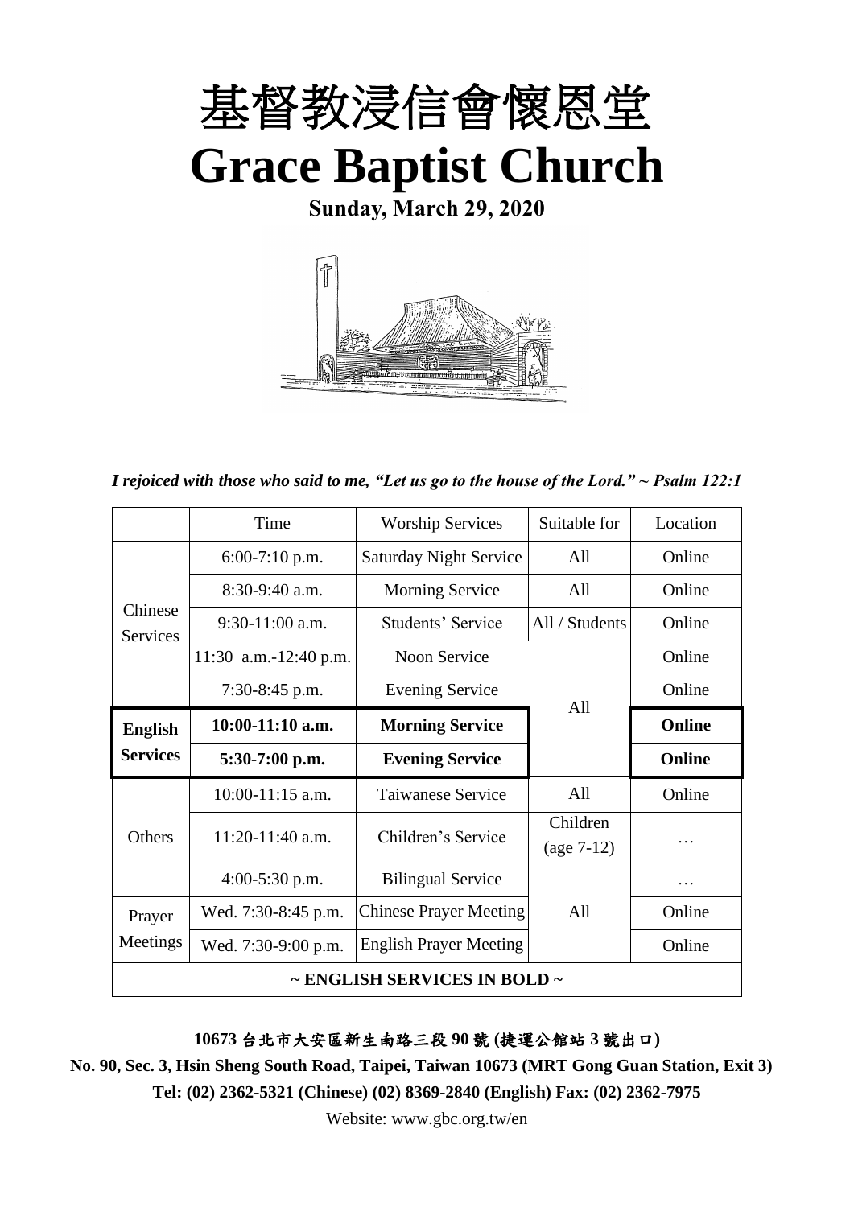# 基督教浸信會懷恩堂

# Grace Baptist Church

**Sunday, March 29, 2020**

*I rejoiced with those who said to me, "Let us go to the house of the Lord." ~ Psalm 122:1*

| | Time | Worship Services | Suitable for | Location |
|---|---|---|---|---|
| Chinese Services | 6:00-7:10 p.m. | Saturday Night Service | All | Online |
| | 8:30-9:40 a.m. | Morning Service | All | Online |
| | 9:30-11:00 a.m. | Students' Service | All / Students | Online |
| | 11:30 a.m.-12:40 p.m. | Noon Service | All | Online |
| | 7:30-8:45 p.m. | Evening Service | | Online |
| **English Services** | **10:00-11:10 a.m.** | **Morning Service** | | **Online** |
| | **5:30-7:00 p.m.** | **Evening Service** | | **Online** |
| Others | 10:00-11:15 a.m. | Taiwanese Service | All | Online |
| | 11:20-11:40 a.m. | Children's Service | Children (age 7-12) | … |
| | 4:00-5:30 p.m. | Bilingual Service | All | … |
| Prayer Meetings | Wed. 7:30-8:45 p.m. | Chinese Prayer Meeting | | Online |
| | Wed. 7:30-9:00 p.m. | English Prayer Meeting | | Online |
| **~ ENGLISH SERVICES IN BOLD ~** | | | | |

**10673 台北市大安區新生南路三段 90 號 (捷運公館站 3 號出口)**

**No. 90, Sec. 3, Hsin Sheng South Road, Taipei, Taiwan 10673 (MRT Gong Guan Station, Exit 3)**

**Tel: (02) 2362-5321 (Chinese) (02) 8369-2840 (English) Fax: (02) 2362-7975**

Website: www.gbc.org.tw/en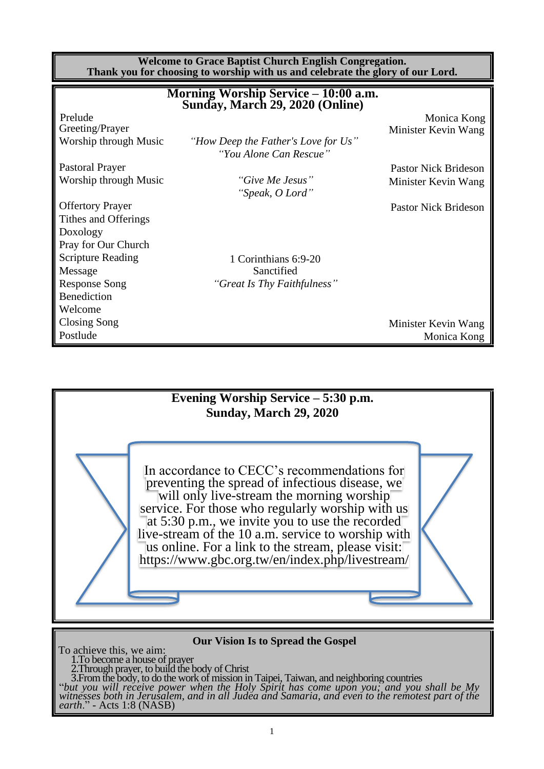**Welcome to Grace Baptist Church English Congregation.**
**Thank you for choosing to worship with us and celebrate the glory of our Lord.**

## Morning Worship Service – 10:00 a.m.
## Sunday, March 29, 2020 (Online)

| | | |
|---|---|---|
| Prelude | | Monica Kong |
| Greeting/Prayer | | Minister Kevin Wang |
| Worship through Music | *"How Deep the Father's Love for Us"* *"You Alone Can Rescue"* | |
| Pastoral Prayer | | Pastor Nick Brideson |
| Worship through Music | *"Give Me Jesus"* *"Speak, O Lord"* | Minister Kevin Wang |
| Offertory Prayer | | Pastor Nick Brideson |
| Tithes and Offerings | | |
| Doxology | | |
| Pray for Our Church | | |
| Scripture Reading | 1 Corinthians 6:9-20 | |
| Message | Sanctified | |
| Response Song | *"Great Is Thy Faithfulness"* | |
| Benediction | | |
| Welcome | | |
| Closing Song | | Minister Kevin Wang |
| Postlude | | Monica Kong |

## Evening Worship Service – 5:30 p.m.
## Sunday, March 29, 2020

In accordance to CECC's recommendations for preventing the spread of infectious disease, we will only live-stream the morning worship service. For those who regularly worship with us at 5:30 p.m., we invite you to use the recorded live-stream of the 10 a.m. service to worship with us online. For a link to the stream, please visit: https://www.gbc.org.tw/en/index.php/livestream/

### Our Vision Is to Spread the Gospel

To achieve this, we aim:

1. To become a house of prayer
2. Through prayer, to build the body of Christ
3. From the body, to do the work of mission in Taipei, Taiwan, and neighboring countries

"*but you will receive power when the Holy Spirit has come upon you; and you shall be My witnesses both in Jerusalem, and in all Judea and Samaria, and even to the remotest part of the earth*." - Acts 1:8 (NASB)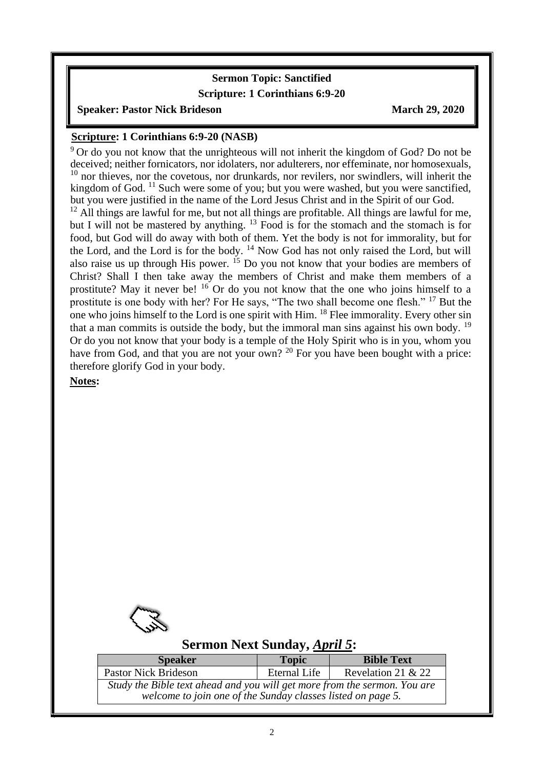**Sermon Topic: Sanctified**

**Scripture: 1 Corinthians 6:9-20**

**Speaker: Pastor Nick Brideson** **March 29, 2020**

**Scripture: 1 Corinthians 6:9-20 (NASB)**

[9] Or do you not know that the unrighteous will not inherit the kingdom of God? Do not be deceived; neither fornicators, nor idolaters, nor adulterers, nor effeminate, nor homosexuals, [10] nor thieves, nor the covetous, nor drunkards, nor revilers, nor swindlers, will inherit the kingdom of God. [11] Such were some of you; but you were washed, but you were sanctified, but you were justified in the name of the Lord Jesus Christ and in the Spirit of our God. [12] All things are lawful for me, but not all things are profitable. All things are lawful for me, but I will not be mastered by anything. [13] Food is for the stomach and the stomach is for food, but God will do away with both of them. Yet the body is not for immorality, but for the Lord, and the Lord is for the body. [14] Now God has not only raised the Lord, but will also raise us up through His power. [15] Do you not know that your bodies are members of Christ? Shall I then take away the members of Christ and make them members of a prostitute? May it never be! [16] Or do you not know that the one who joins himself to a prostitute is one body with her? For He says, "The two shall become one flesh." [17] But the one who joins himself to the Lord is one spirit with Him. [18] Flee immorality. Every other sin that a man commits is outside the body, but the immoral man sins against his own body. [19] Or do you not know that your body is a temple of the Holy Spirit who is in you, whom you have from God, and that you are not your own? [20] For you have been bought with a price: therefore glorify God in your body.

**Notes:**

## Sermon Next Sunday, ***April 5***:

| Speaker | Topic | Bible Text |
|---|---|---|
| Pastor Nick Brideson | Eternal Life | Revelation 21 & 22 |
| *Study the Bible text ahead and you will get more from the sermon. You are welcome to join one of the Sunday classes listed on page 5.* | | |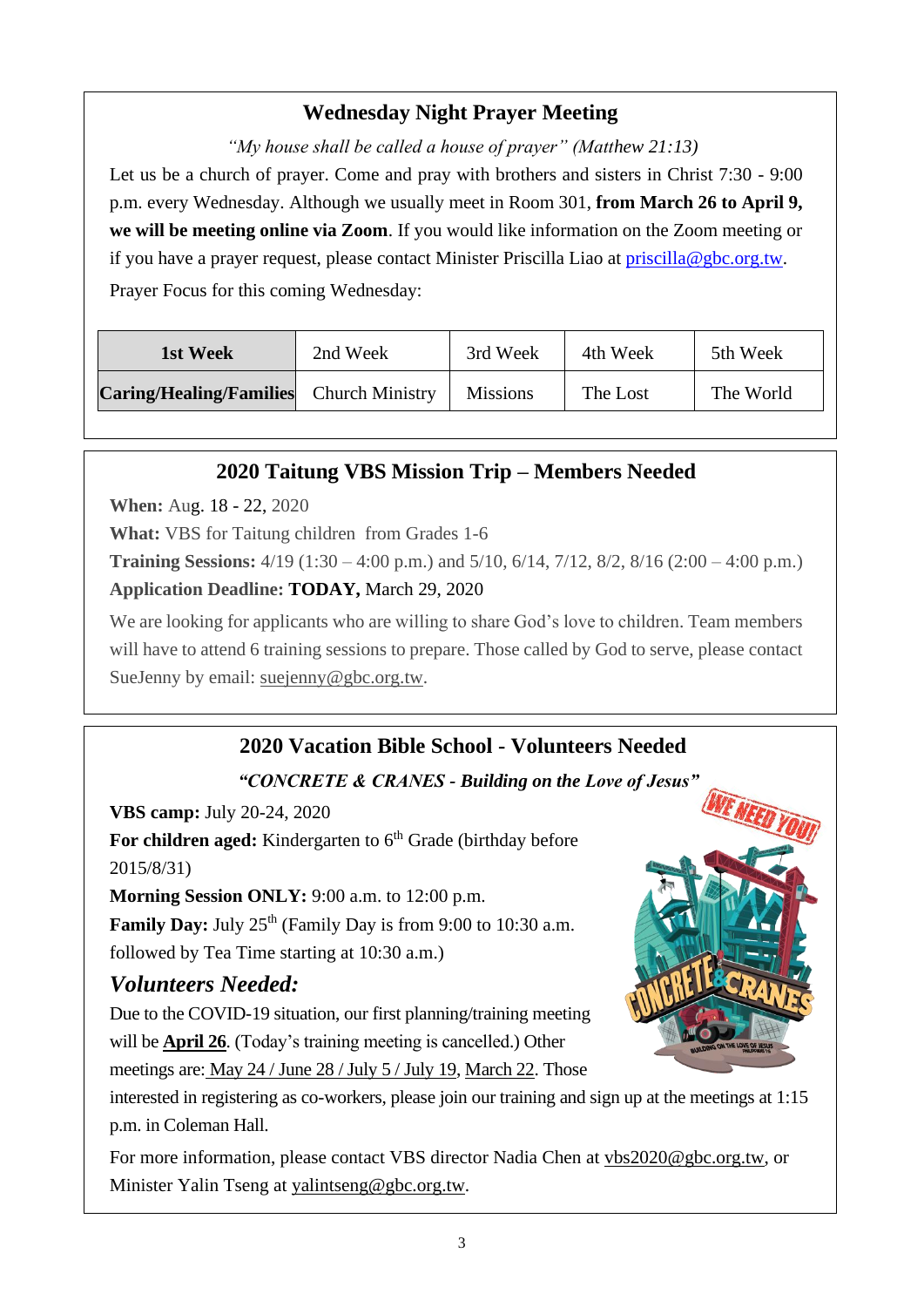## Wednesday Night Prayer Meeting

*"My house shall be called a house of prayer" (Matthew 21:13)*

Let us be a church of prayer. Come and pray with brothers and sisters in Christ 7:30 - 9:00 p.m. every Wednesday. Although we usually meet in Room 301, **from March 26 to April 9, we will be meeting online via Zoom**. If you would like information on the Zoom meeting or if you have a prayer request, please contact Minister Priscilla Liao at priscilla@gbc.org.tw.

Prayer Focus for this coming Wednesday:

| **1st Week** | 2nd Week | 3rd Week | 4th Week | 5th Week |
|---|---|---|---|---|
| **Caring/Healing/Families** | Church Ministry | Missions | The Lost | The World |

## 2020 Taitung VBS Mission Trip – Members Needed

**When:** Aug. 18 - 22, 2020

**What:** VBS for Taitung children from Grades 1-6

**Training Sessions:** 4/19 (1:30 – 4:00 p.m.) and 5/10, 6/14, 7/12, 8/2, 8/16 (2:00 – 4:00 p.m.)

**Application Deadline: TODAY,** March 29, 2020

We are looking for applicants who are willing to share God's love to children. Team members will have to attend 6 training sessions to prepare. Those called by God to serve, please contact SueJenny by email: suejenny@gbc.org.tw.

## 2020 Vacation Bible School - Volunteers Needed

***"CONCRETE & CRANES - Building on the Love of Jesus"***

**VBS camp:** July 20-24, 2020

**For children aged:** Kindergarten to 6th Grade (birthday before 2015/8/31)

**Morning Session ONLY:** 9:00 a.m. to 12:00 p.m.

**Family Day:** July 25th (Family Day is from 9:00 to 10:30 a.m. followed by Tea Time starting at 10:30 a.m.)

### *Volunteers Needed:*

Due to the COVID-19 situation, our first planning/training meeting will be **April 26**. (Today's training meeting is cancelled.) Other meetings are: May 24 / June 28 / July 5 / July 19, March 22. Those interested in registering as co-workers, please join our training and sign up at the meetings at 1:15 p.m. in Coleman Hall.

For more information, please contact VBS director Nadia Chen at vbs2020@gbc.org.tw, or Minister Yalin Tseng at yalintseng@gbc.org.tw.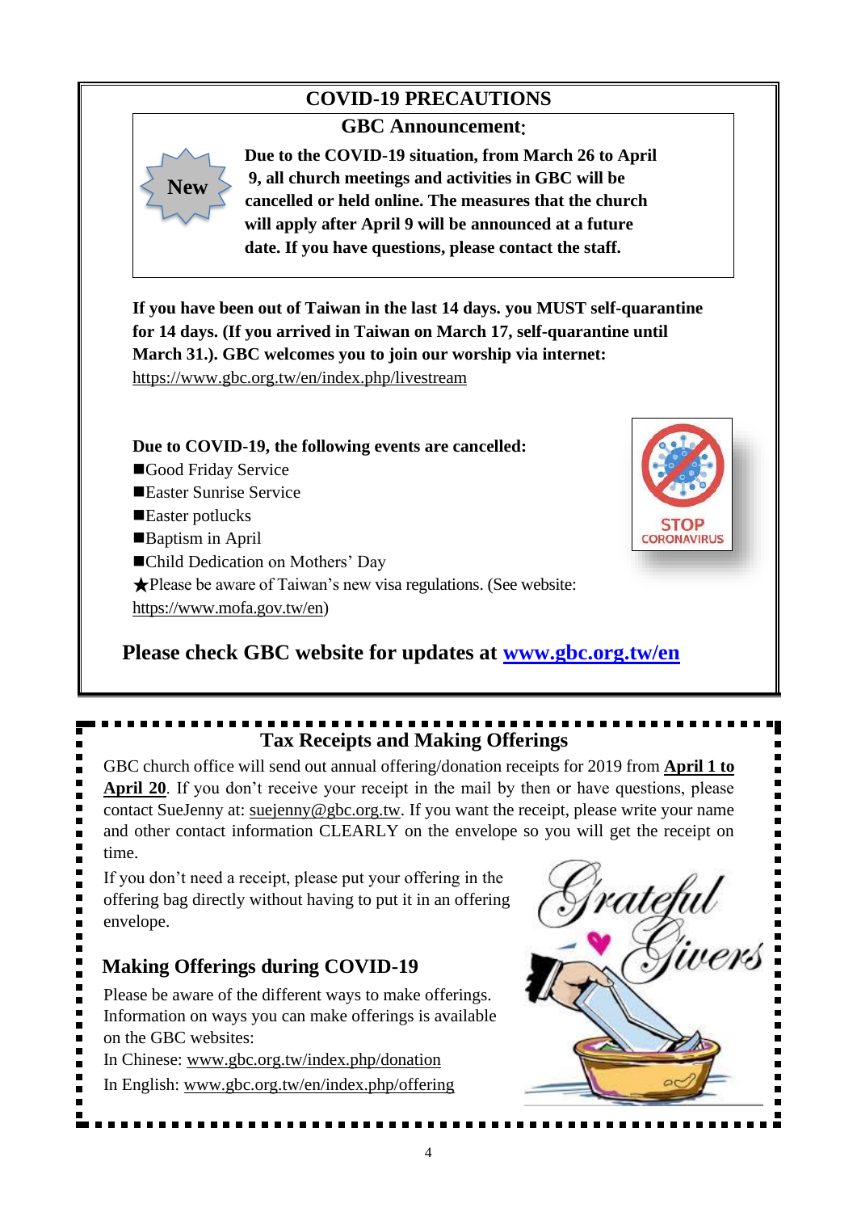## COVID-19 PRECAUTIONS

### GBC Announcement:

New

**Due to the COVID-19 situation, from March 26 to April 9, all church meetings and activities in GBC will be cancelled or held online. The measures that the church will apply after April 9 will be announced at a future date. If you have questions, please contact the staff.**

**If you have been out of Taiwan in the last 14 days. you MUST self-quarantine for 14 days. (If you arrived in Taiwan on March 17, self-quarantine until March 31.). GBC welcomes you to join our worship via internet:**
https://www.gbc.org.tw/en/index.php/livestream

**Due to COVID-19, the following events are cancelled:**

- ■Good Friday Service
- ■Easter Sunrise Service
- ■Easter potlucks
- ■Baptism in April
- ■Child Dedication on Mothers' Day

★Please be aware of Taiwan's new visa regulations. (See website: https://www.mofa.gov.tw/en)

**Please check GBC website for updates at [www.gbc.org.tw/en](www.gbc.org.tw/en)**

## Tax Receipts and Making Offerings

GBC church office will send out annual offering/donation receipts for 2019 from **April 1 to April 20**. If you don't receive your receipt in the mail by then or have questions, please contact SueJenny at: suejenny@gbc.org.tw. If you want the receipt, please write your name and other contact information CLEARLY on the envelope so you will get the receipt on time.

If you don't need a receipt, please put your offering in the offering bag directly without having to put it in an offering envelope.

### Making Offerings during COVID-19

Please be aware of the different ways to make offerings. Information on ways you can make offerings is available on the GBC websites:

In Chinese: www.gbc.org.tw/index.php/donation

In English: www.gbc.org.tw/en/index.php/offering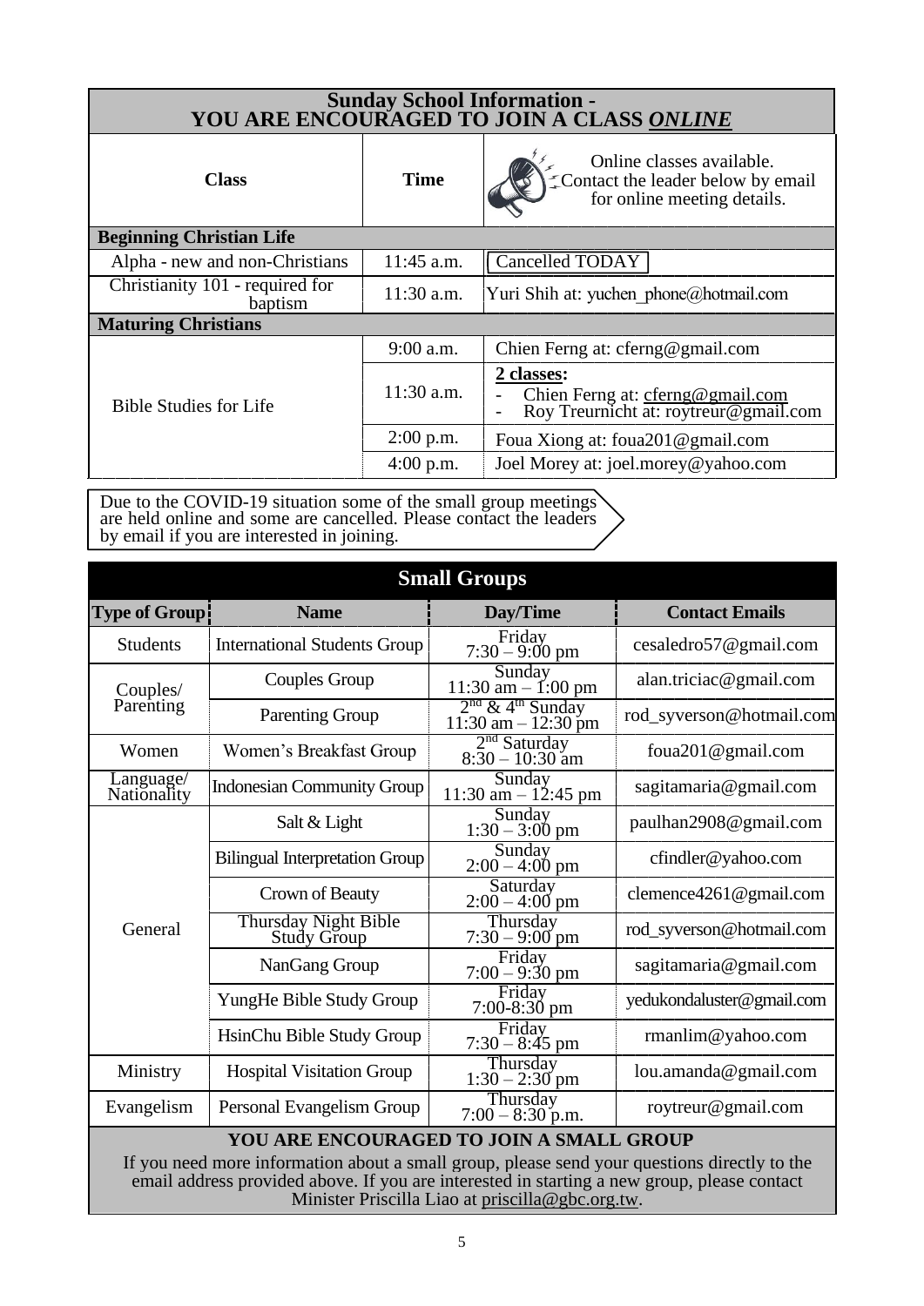## Sunday School Information - YOU ARE ENCOURAGED TO JOIN A CLASS *ONLINE*

| Class | Time | Online classes available. Contact the leader below by email for online meeting details. |
|---|---|---|
| **Beginning Christian Life** | | |
| Alpha - new and non-Christians | 11:45 a.m. | Cancelled TODAY |
| Christianity 101 - required for baptism | 11:30 a.m. | Yuri Shih at: yuchen_phone@hotmail.com |
| **Maturing Christians** | | |
| Bible Studies for Life | 9:00 a.m. | Chien Ferng at: cferng@gmail.com |
| | 11:30 a.m. | **2 classes:** - Chien Ferng at: cferng@gmail.com - Roy Treurnicht at: roytreur@gmail.com |
| | 2:00 p.m. | Foua Xiong at: foua201@gmail.com |
| | 4:00 p.m. | Joel Morey at: joel.morey@yahoo.com |

Due to the COVID-19 situation some of the small group meetings are held online and some are cancelled. Please contact the leaders by email if you are interested in joining.

## Small Groups

| Type of Group | Name | Day/Time | Contact Emails |
|---|---|---|---|
| Students | International Students Group | Friday 7:30 – 9:00 pm | cesaledro57@gmail.com |
| Couples/ Parenting | Couples Group | Sunday 11:30 am – 1:00 pm | alan.triciac@gmail.com |
| | Parenting Group | 2nd & 4th Sunday 11:30 am – 12:30 pm | rod_syverson@hotmail.com |
| Women | Women's Breakfast Group | 2nd Saturday 8:30 – 10:30 am | foua201@gmail.com |
| Language/ Nationality | Indonesian Community Group | Sunday 11:30 am – 12:45 pm | sagitamaria@gmail.com |
| General | Salt & Light | Sunday 1:30 – 3:00 pm | paulhan2908@gmail.com |
| | Bilingual Interpretation Group | Sunday 2:00 – 4:00 pm | cfindler@yahoo.com |
| | Crown of Beauty | Saturday 2:00 – 4:00 pm | clemence4261@gmail.com |
| | Thursday Night Bible Study Group | Thursday 7:30 – 9:00 pm | rod_syverson@hotmail.com |
| | NanGang Group | Friday 7:00 – 9:30 pm | sagitamaria@gmail.com |
| | YungHe Bible Study Group | Friday 7:00-8:30 pm | yedukondaluster@gmail.com |
| | HsinChu Bible Study Group | Friday 7:30 – 8:45 pm | rmanlim@yahoo.com |
| Ministry | Hospital Visitation Group | Thursday 1:30 – 2:30 pm | lou.amanda@gmail.com |
| Evangelism | Personal Evangelism Group | Thursday 7:00 – 8:30 p.m. | roytreur@gmail.com |

**YOU ARE ENCOURAGED TO JOIN A SMALL GROUP**

If you need more information about a small group, please send your questions directly to the email address provided above. If you are interested in starting a new group, please contact Minister Priscilla Liao at priscilla@gbc.org.tw.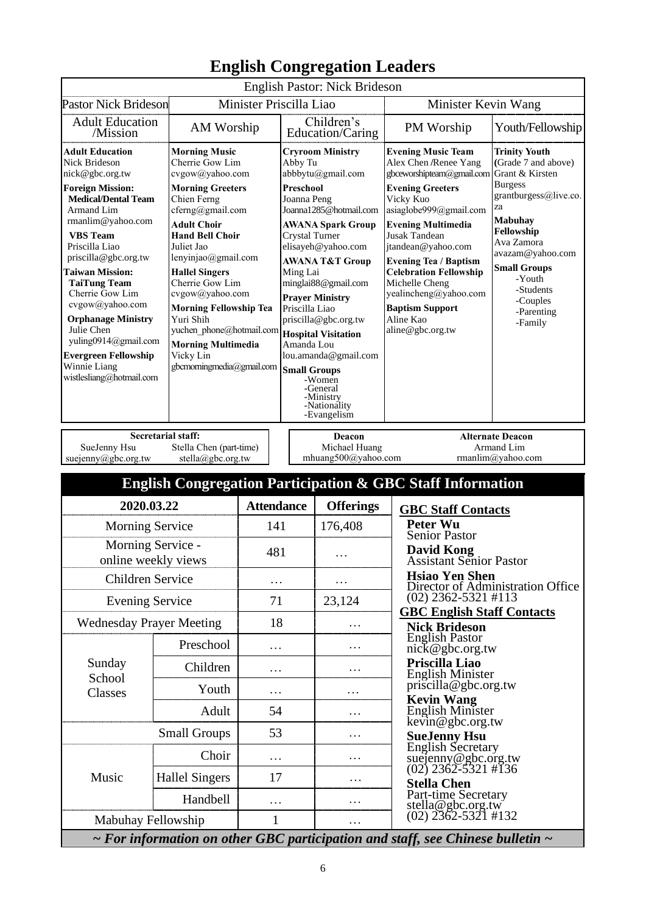# English Congregation Leaders

| English Pastor: Nick Brideson | | | | |
|---|---|---|---|---|
| Pastor Nick Brideson | Minister Priscilla Liao | | Minister Kevin Wang | |
| Adult Education /Mission | AM Worship | Children's Education/Caring | PM Worship | Youth/Fellowship |
| **Adult Education** Nick Brideson nick@gbc.org.tw<br>**Foreign Mission:**<br>**Medical/Dental Team** Armand Lim rmanlim@yahoo.com<br>**VBS Team** Priscilla Liao priscilla@gbc.org.tw<br>**Taiwan Mission:**<br>**TaiTung Team** Cherrie Gow Lim cvgow@yahoo.com<br>**Orphanage Ministry** Julie Chen yuling0914@gmail.com<br>**Evergreen Fellowship** Winnie Liang wistlesliang@hotmail.com | **Morning Music** Cherrie Gow Lim cvgow@yahoo.com<br>**Morning Greeters** Chien Ferng cferng@gmail.com<br>**Adult Choir**<br>**Hand Bell Choir** Juliet Jao lenyinjao@gmail.com<br>**Hallel Singers** Cherrie Gow Lim cvgow@yahoo.com<br>**Morning Fellowship Tea** Yuri Shih yuchen_phone@hotmail.com<br>**Morning Multimedia** Vicky Lin gbcmorningmedia@gmail.com | **Cryroom Ministry** Abby Tu abbbytu@gmail.com<br>**Preschool** Joanna Peng Joanna1285@hotmail.com<br>**AWANA Spark Group** Crystal Turner elisayeh@yahoo.com<br>**AWANA T&T Group** Ming Lai minglai88@gmail.com<br>**Prayer Ministry** Priscilla Liao priscilla@gbc.org.tw<br>**Hospital Visitation** Amanda Lou lou.amanda@gmail.com<br>**Small Groups**<br>-Women<br>-General<br>-Ministry<br>-Nationality<br>-Evangelism | **Evening Music Team** Alex Chen /Renee Yang gbceworshipteam@gmail.com<br>**Evening Greeters** Vicky Kuo asiaglobe999@gmail.com<br>**Evening Multimedia** Jusak Tandean jtandean@yahoo.com<br>**Evening Tea / Baptism Celebration Fellowship** Michelle Cheng yealincheng@yahoo.com<br>**Baptism Support** Aline Kao aline@gbc.org.tw | **Trinity Youth** (Grade 7 and above) Grant & Kirsten Burgess grantburgess@live.co.za<br>**Mabuhay Fellowship** Ava Zamora avazam@yahoo.com<br>**Small Groups**<br>-Youth<br>-Students<br>-Couples<br>-Parenting<br>-Family |

**Secretarial staff:**
SueJenny Hsu suejenny@gbc.org.tw
Stella Chen (part-time) stella@gbc.org.tw

**Deacon**
Michael Huang mhuang500@yahoo.com

**Alternate Deacon**
Armand Lim rmanlim@yahoo.com

## English Congregation Participation & GBC Staff Information

| 2020.03.22 | | Attendance | Offerings |
|---|---|---|---|
| Morning Service | | 141 | 176,408 |
| Morning Service - online weekly views | | 481 | … |
| Children Service | | … | … |
| Evening Service | | 71 | 23,124 |
| Wednesday Prayer Meeting | | 18 | … |
| Sunday School Classes | Preschool | … | … |
| | Children | … | … |
| | Youth | … | … |
| | Adult | 54 | … |
| Small Groups | | 53 | … |
| Music | Choir | … | … |
| | Hallel Singers | 17 | … |
| | Handbell | … | … |
| Mabuhay Fellowship | | 1 | … |

**GBC Staff Contacts**

**Peter Wu**
Senior Pastor

**David Kong**
Assistant Senior Pastor

**Hsiao Yen Shen**
Director of Administration Office
(02) 2362-5321 #113

**GBC English Staff Contacts**

**Nick Brideson**
English Pastor
nick@gbc.org.tw

**Priscilla Liao**
English Minister
priscilla@gbc.org.tw

**Kevin Wang**
English Minister
kevin@gbc.org.tw

**SueJenny Hsu**
English Secretary
suejenny@gbc.org.tw
(02) 2362-5321 #136

**Stella Chen**
Part-time Secretary
stella@gbc.org.tw
(02) 2362-5321 #132

*~ For information on other GBC participation and staff, see Chinese bulletin ~*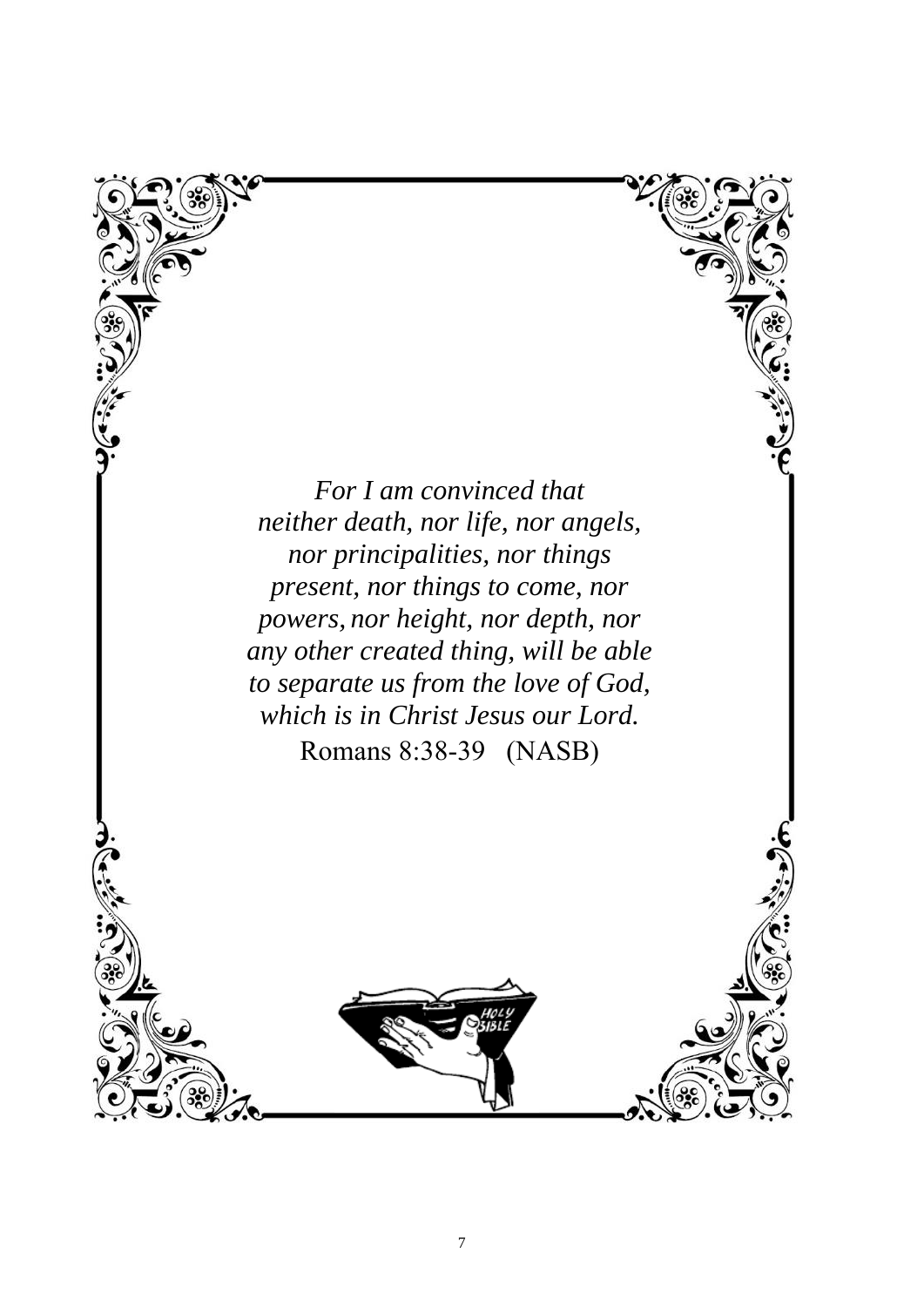*For I am convinced that*
*neither death, nor life, nor angels,*
*nor principalities, nor things*
*present, nor things to come, nor*
*powers, nor height, nor depth, nor*
*any other created thing, will be able*
*to separate us from the love of God,*
*which is in Christ Jesus our Lord.*
Romans 8:38-39 (NASB)